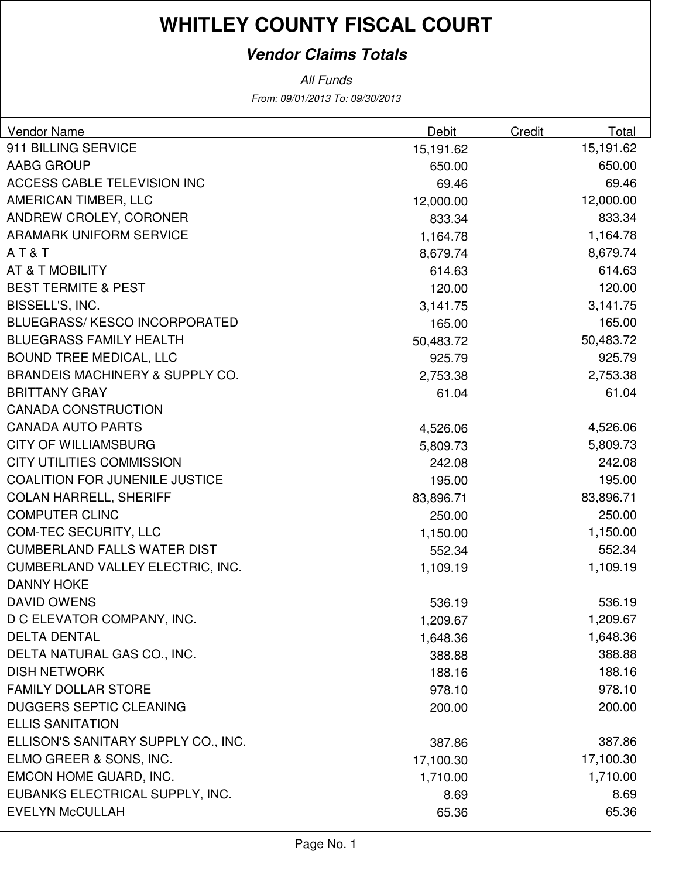# WHITLEY COUNTY FISCAL COURT

## *Vendor Claims Totals*

*All Funds*

*From: 09/01/2013 To: 09/30/2013*

| Vendor Name | Debit | Credit | Total |
|---|---|---|---|
| 911 BILLING SERVICE | 15,191.62 | | 15,191.62 |
| AABG GROUP | 650.00 | | 650.00 |
| ACCESS CABLE TELEVISION INC | 69.46 | | 69.46 |
| AMERICAN TIMBER, LLC | 12,000.00 | | 12,000.00 |
| ANDREW CROLEY, CORONER | 833.34 | | 833.34 |
| ARAMARK UNIFORM SERVICE | 1,164.78 | | 1,164.78 |
| A T & T | 8,679.74 | | 8,679.74 |
| AT & T MOBILITY | 614.63 | | 614.63 |
| BEST TERMITE & PEST | 120.00 | | 120.00 |
| BISSELL'S, INC. | 3,141.75 | | 3,141.75 |
| BLUEGRASS/ KESCO INCORPORATED | 165.00 | | 165.00 |
| BLUEGRASS FAMILY HEALTH | 50,483.72 | | 50,483.72 |
| BOUND TREE MEDICAL, LLC | 925.79 | | 925.79 |
| BRANDEIS MACHINERY & SUPPLY CO. | 2,753.38 | | 2,753.38 |
| BRITTANY GRAY | 61.04 | | 61.04 |
| CANADA CONSTRUCTION | | | |
| CANADA AUTO PARTS | 4,526.06 | | 4,526.06 |
| CITY OF WILLIAMSBURG | 5,809.73 | | 5,809.73 |
| CITY UTILITIES COMMISSION | 242.08 | | 242.08 |
| COALITION FOR JUNENILE JUSTICE | 195.00 | | 195.00 |
| COLAN HARRELL, SHERIFF | 83,896.71 | | 83,896.71 |
| COMPUTER CLINC | 250.00 | | 250.00 |
| COM-TEC SECURITY, LLC | 1,150.00 | | 1,150.00 |
| CUMBERLAND FALLS WATER DIST | 552.34 | | 552.34 |
| CUMBERLAND VALLEY ELECTRIC, INC. | 1,109.19 | | 1,109.19 |
| DANNY HOKE | | | |
| DAVID OWENS | 536.19 | | 536.19 |
| D C ELEVATOR COMPANY, INC. | 1,209.67 | | 1,209.67 |
| DELTA DENTAL | 1,648.36 | | 1,648.36 |
| DELTA NATURAL GAS CO., INC. | 388.88 | | 388.88 |
| DISH NETWORK | 188.16 | | 188.16 |
| FAMILY DOLLAR STORE | 978.10 | | 978.10 |
| DUGGERS SEPTIC CLEANING | 200.00 | | 200.00 |
| ELLIS SANITATION | | | |
| ELLISON'S SANITARY SUPPLY CO., INC. | 387.86 | | 387.86 |
| ELMO GREER & SONS, INC. | 17,100.30 | | 17,100.30 |
| EMCON HOME GUARD, INC. | 1,710.00 | | 1,710.00 |
| EUBANKS ELECTRICAL SUPPLY, INC. | 8.69 | | 8.69 |
| EVELYN McCULLAH | 65.36 | | 65.36 |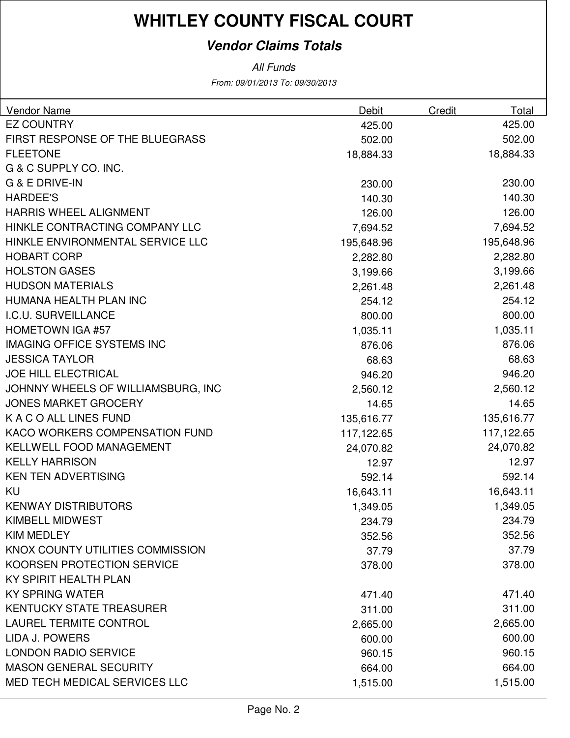# WHITLEY COUNTY FISCAL COURT

## *Vendor Claims Totals*

*All Funds*

*From: 09/01/2013 To: 09/30/2013*

| Vendor Name | Debit | Credit | Total |
|---|---|---|---|
| EZ COUNTRY | 425.00 | | 425.00 |
| FIRST RESPONSE OF THE BLUEGRASS | 502.00 | | 502.00 |
| FLEETONE | 18,884.33 | | 18,884.33 |
| G & C SUPPLY CO. INC. | | | |
| G & E DRIVE-IN | 230.00 | | 230.00 |
| HARDEE'S | 140.30 | | 140.30 |
| HARRIS WHEEL ALIGNMENT | 126.00 | | 126.00 |
| HINKLE CONTRACTING COMPANY LLC | 7,694.52 | | 7,694.52 |
| HINKLE ENVIRONMENTAL SERVICE LLC | 195,648.96 | | 195,648.96 |
| HOBART CORP | 2,282.80 | | 2,282.80 |
| HOLSTON GASES | 3,199.66 | | 3,199.66 |
| HUDSON MATERIALS | 2,261.48 | | 2,261.48 |
| HUMANA HEALTH PLAN INC | 254.12 | | 254.12 |
| I.C.U. SURVEILLANCE | 800.00 | | 800.00 |
| HOMETOWN IGA #57 | 1,035.11 | | 1,035.11 |
| IMAGING OFFICE SYSTEMS INC | 876.06 | | 876.06 |
| JESSICA TAYLOR | 68.63 | | 68.63 |
| JOE HILL ELECTRICAL | 946.20 | | 946.20 |
| JOHNNY WHEELS OF WILLIAMSBURG, INC | 2,560.12 | | 2,560.12 |
| JONES MARKET GROCERY | 14.65 | | 14.65 |
| K A C O ALL LINES FUND | 135,616.77 | | 135,616.77 |
| KACO WORKERS COMPENSATION FUND | 117,122.65 | | 117,122.65 |
| KELLWELL FOOD MANAGEMENT | 24,070.82 | | 24,070.82 |
| KELLY HARRISON | 12.97 | | 12.97 |
| KEN TEN ADVERTISING | 592.14 | | 592.14 |
| KU | 16,643.11 | | 16,643.11 |
| KENWAY DISTRIBUTORS | 1,349.05 | | 1,349.05 |
| KIMBELL MIDWEST | 234.79 | | 234.79 |
| KIM MEDLEY | 352.56 | | 352.56 |
| KNOX COUNTY UTILITIES COMMISSION | 37.79 | | 37.79 |
| KOORSEN PROTECTION SERVICE | 378.00 | | 378.00 |
| KY SPIRIT HEALTH PLAN | | | |
| KY SPRING WATER | 471.40 | | 471.40 |
| KENTUCKY STATE TREASURER | 311.00 | | 311.00 |
| LAUREL TERMITE CONTROL | 2,665.00 | | 2,665.00 |
| LIDA J. POWERS | 600.00 | | 600.00 |
| LONDON RADIO SERVICE | 960.15 | | 960.15 |
| MASON GENERAL SECURITY | 664.00 | | 664.00 |
| MED TECH MEDICAL SERVICES LLC | 1,515.00 | | 1,515.00 |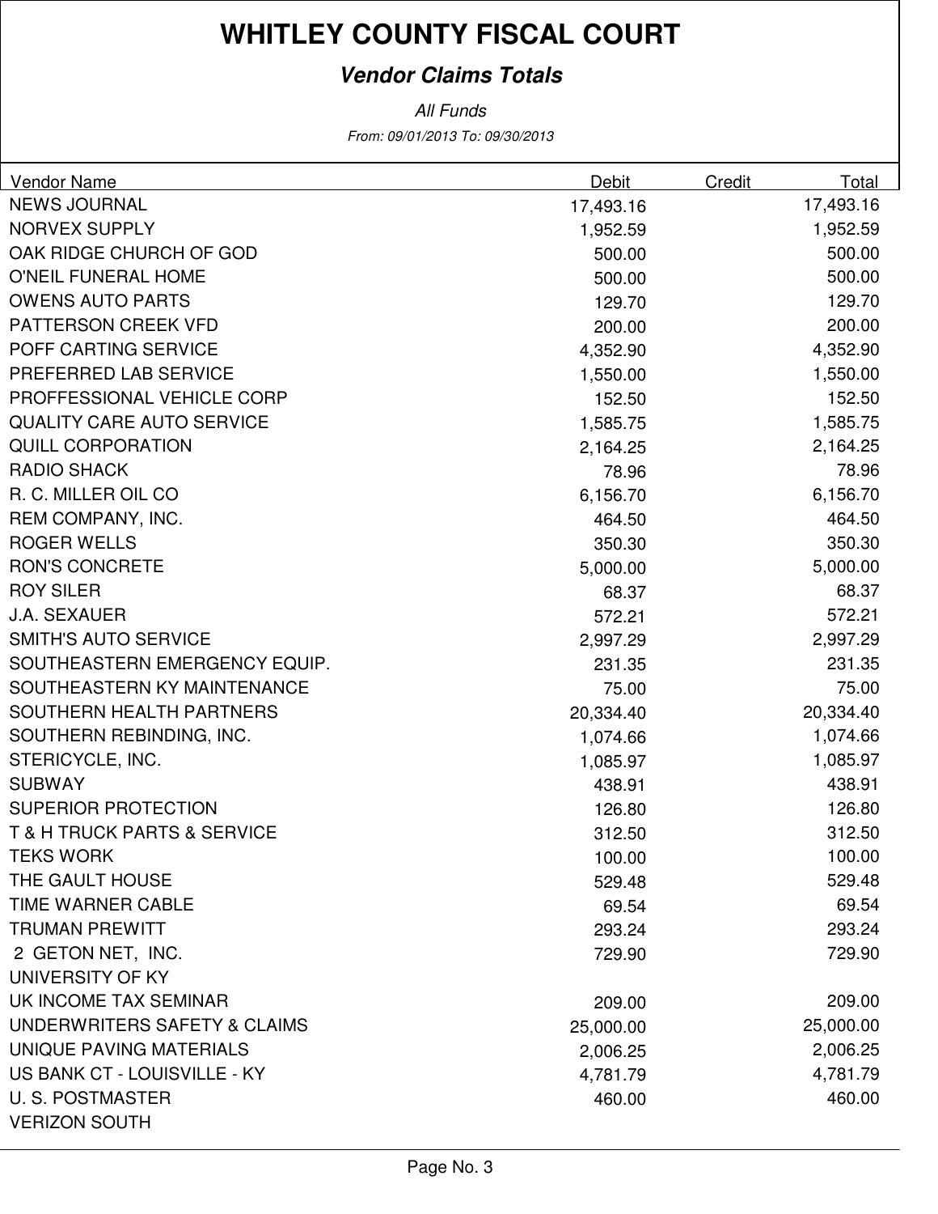# WHITLEY COUNTY FISCAL COURT

## *Vendor Claims Totals*

*All Funds*

*From: 09/01/2013 To: 09/30/2013*

| Vendor Name | Debit | Credit | Total |
|---|---|---|---|
| NEWS JOURNAL | 17,493.16 | | 17,493.16 |
| NORVEX SUPPLY | 1,952.59 | | 1,952.59 |
| OAK RIDGE CHURCH OF GOD | 500.00 | | 500.00 |
| O'NEIL FUNERAL HOME | 500.00 | | 500.00 |
| OWENS AUTO PARTS | 129.70 | | 129.70 |
| PATTERSON CREEK VFD | 200.00 | | 200.00 |
| POFF CARTING SERVICE | 4,352.90 | | 4,352.90 |
| PREFERRED LAB SERVICE | 1,550.00 | | 1,550.00 |
| PROFFESSIONAL VEHICLE CORP | 152.50 | | 152.50 |
| QUALITY CARE AUTO SERVICE | 1,585.75 | | 1,585.75 |
| QUILL CORPORATION | 2,164.25 | | 2,164.25 |
| RADIO SHACK | 78.96 | | 78.96 |
| R. C. MILLER OIL CO | 6,156.70 | | 6,156.70 |
| REM COMPANY, INC. | 464.50 | | 464.50 |
| ROGER WELLS | 350.30 | | 350.30 |
| RON'S CONCRETE | 5,000.00 | | 5,000.00 |
| ROY SILER | 68.37 | | 68.37 |
| J.A. SEXAUER | 572.21 | | 572.21 |
| SMITH'S AUTO SERVICE | 2,997.29 | | 2,997.29 |
| SOUTHEASTERN EMERGENCY EQUIP. | 231.35 | | 231.35 |
| SOUTHEASTERN KY MAINTENANCE | 75.00 | | 75.00 |
| SOUTHERN HEALTH PARTNERS | 20,334.40 | | 20,334.40 |
| SOUTHERN REBINDING, INC. | 1,074.66 | | 1,074.66 |
| STERICYCLE, INC. | 1,085.97 | | 1,085.97 |
| SUBWAY | 438.91 | | 438.91 |
| SUPERIOR PROTECTION | 126.80 | | 126.80 |
| T & H TRUCK PARTS & SERVICE | 312.50 | | 312.50 |
| TEKS WORK | 100.00 | | 100.00 |
| THE GAULT HOUSE | 529.48 | | 529.48 |
| TIME WARNER CABLE | 69.54 | | 69.54 |
| TRUMAN PREWITT | 293.24 | | 293.24 |
| 2 GETON NET, INC. | 729.90 | | 729.90 |
| UNIVERSITY OF KY UK INCOME TAX SEMINAR | 209.00 | | 209.00 |
| UNDERWRITERS SAFETY & CLAIMS | 25,000.00 | | 25,000.00 |
| UNIQUE PAVING MATERIALS | 2,006.25 | | 2,006.25 |
| US BANK CT - LOUISVILLE - KY | 4,781.79 | | 4,781.79 |
| U. S. POSTMASTER | 460.00 | | 460.00 |
| VERIZON SOUTH | | | |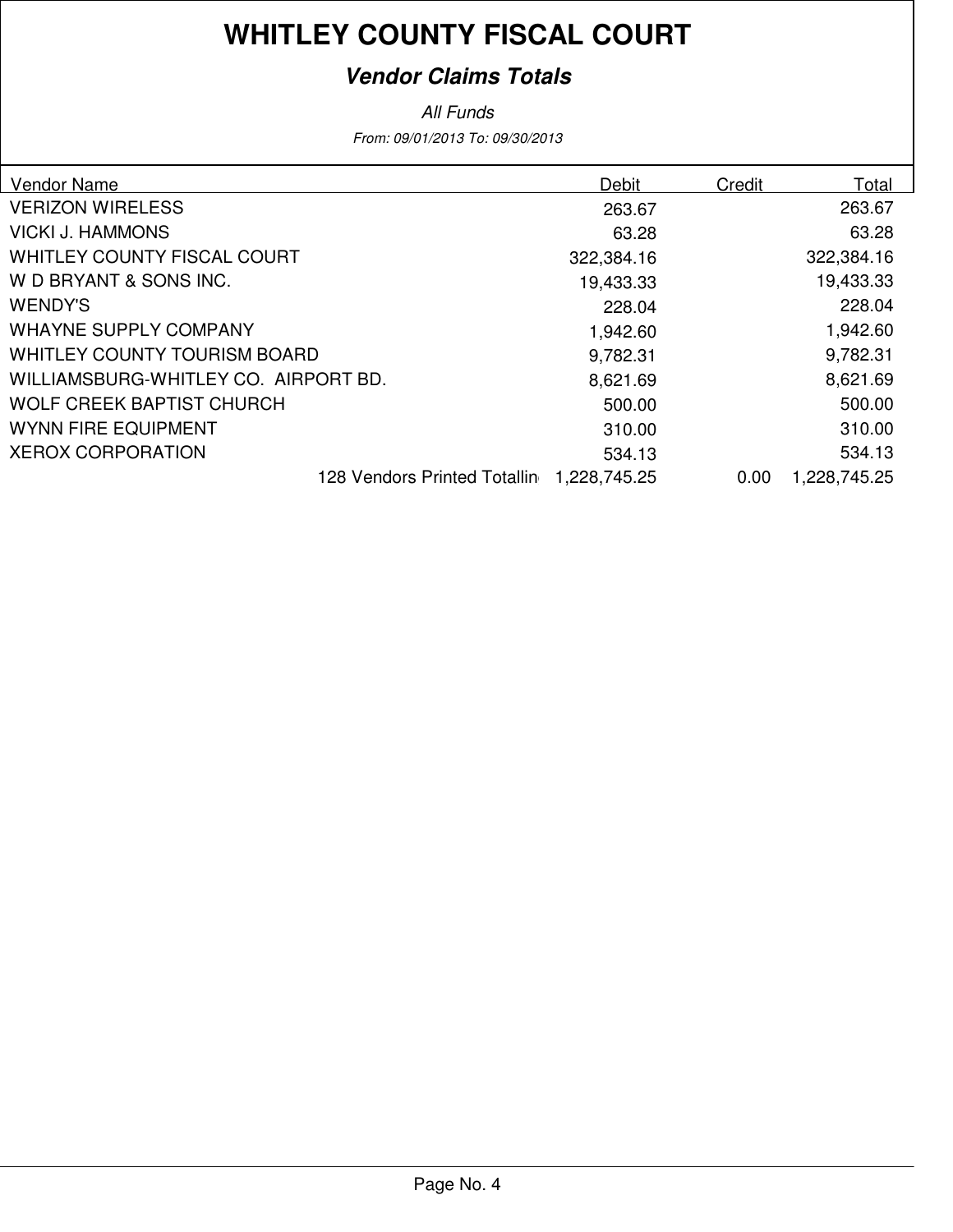# WHITLEY COUNTY FISCAL COURT

## *Vendor Claims Totals*

*All Funds*

*From: 09/01/2013 To: 09/30/2013*

| Vendor Name | Debit | Credit | Total |
|---|---|---|---|
| VERIZON WIRELESS | 263.67 | | 263.67 |
| VICKI J. HAMMONS | 63.28 | | 63.28 |
| WHITLEY COUNTY FISCAL COURT | 322,384.16 | | 322,384.16 |
| W D BRYANT & SONS INC. | 19,433.33 | | 19,433.33 |
| WENDY'S | 228.04 | | 228.04 |
| WHAYNE SUPPLY COMPANY | 1,942.60 | | 1,942.60 |
| WHITLEY COUNTY TOURISM BOARD | 9,782.31 | | 9,782.31 |
| WILLIAMSBURG-WHITLEY CO. AIRPORT BD. | 8,621.69 | | 8,621.69 |
| WOLF CREEK BAPTIST CHURCH | 500.00 | | 500.00 |
| WYNN FIRE EQUIPMENT | 310.00 | | 310.00 |
| XEROX CORPORATION | 534.13 | | 534.13 |
| 128 Vendors Printed Totallin | 1,228,745.25 | 0.00 | 1,228,745.25 |